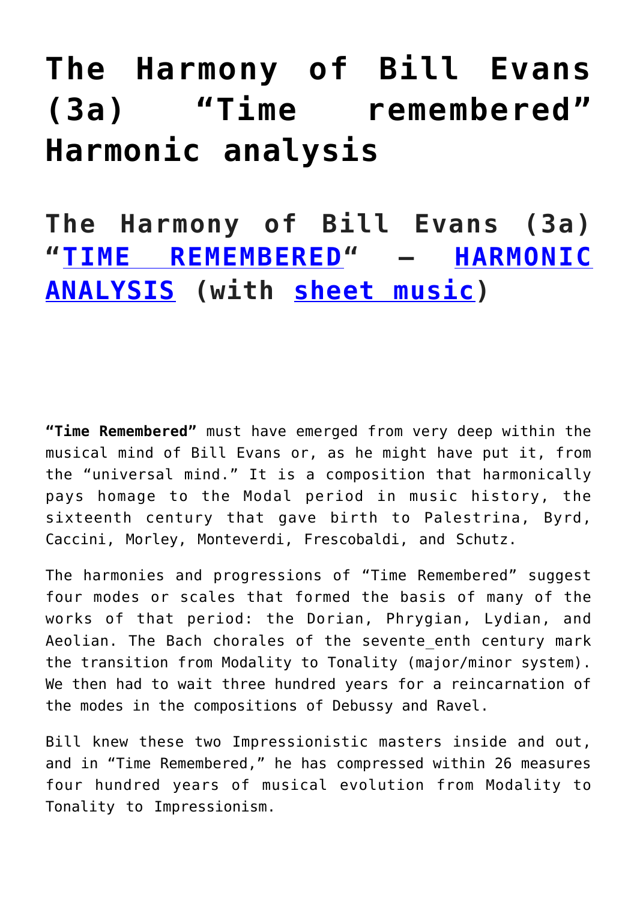# The Harmony of Bill Evans (3a) "Time remembered" Harmonic analysis

## The Harmony of Bill Evans (3a) "TIME REMEMBERED" – HARMONIC ANALYSIS (with sheet music)

**"Time Remembered"** must have emerged from very deep within the musical mind of Bill Evans or, as he might have put it, from the "universal mind." It is a composition that harmonically pays homage to the Modal period in music history, the sixteenth century that gave birth to Palestrina, Byrd, Caccini, Morley, Monteverdi, Frescobaldi, and Schutz.

The harmonies and progressions of "Time Remembered" suggest four modes or scales that formed the basis of many of the works of that period: the Dorian, Phrygian, Lydian, and Aeolian. The Bach chorales of the sevente_enth century mark the transition from Modality to Tonality (major/minor system). We then had to wait three hundred years for a reincarnation of the modes in the compositions of Debussy and Ravel.

Bill knew these two Impressionistic masters inside and out, and in "Time Remembered," he has compressed within 26 measures four hundred years of musical evolution from Modality to Tonality to Impressionism.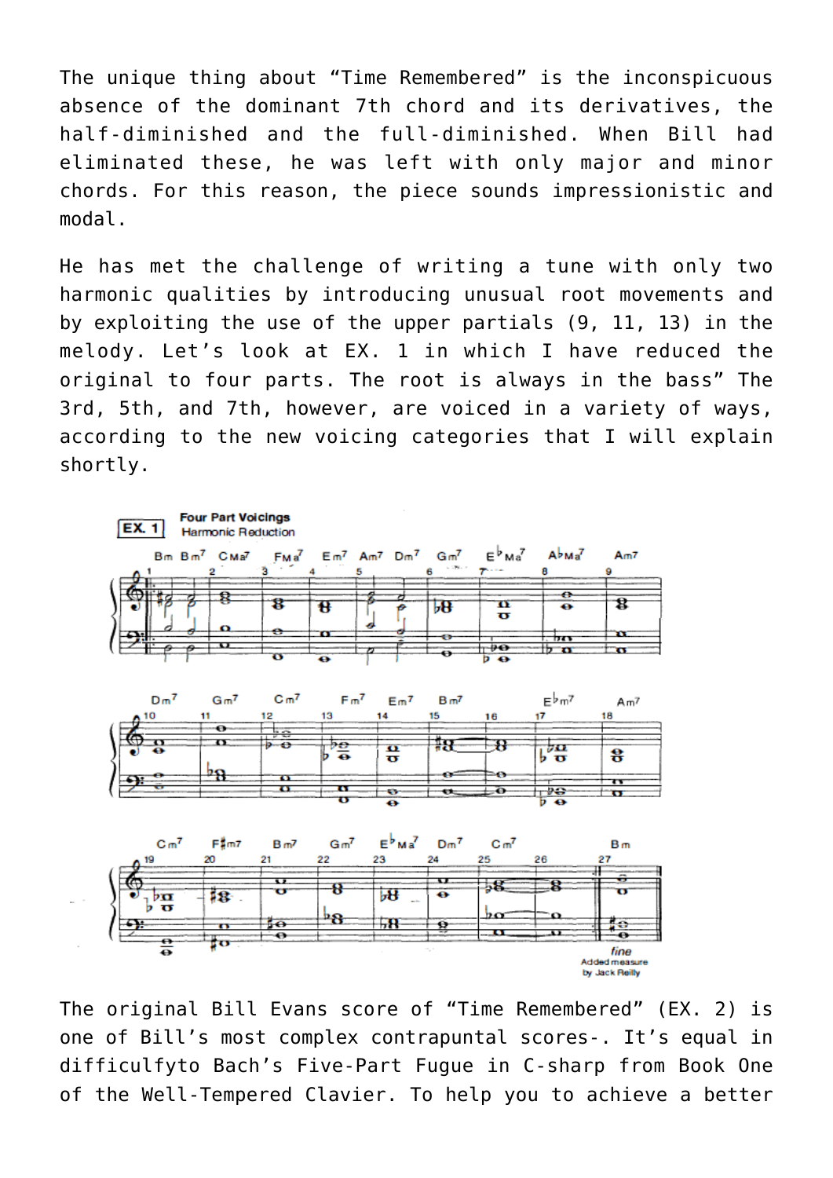The unique thing about "Time Remembered" is the inconspicuous absence of the dominant 7th chord and its derivatives, the half-diminished and the full-diminished. When Bill had eliminated these, he was left with only major and minor chords. For this reason, the piece sounds impressionistic and modal.

He has met the challenge of writing a tune with only two harmonic qualities by introducing unusual root movements and by exploiting the use of the upper partials (9, 11, 13) in the melody. Let's look at EX. 1 in which I have reduced the original to four parts. The root is always in the bass" The 3rd, 5th, and 7th, however, are voiced in a variety of ways, according to the new voicing categories that I will explain shortly.

The original Bill Evans score of "Time Remembered" (EX. 2) is one of Bill's most complex contrapuntal scores-. It's equal in difficulfyto Bach's Five-Part Fugue in C-sharp from Book One of the Well-Tempered Clavier. To help you to achieve a better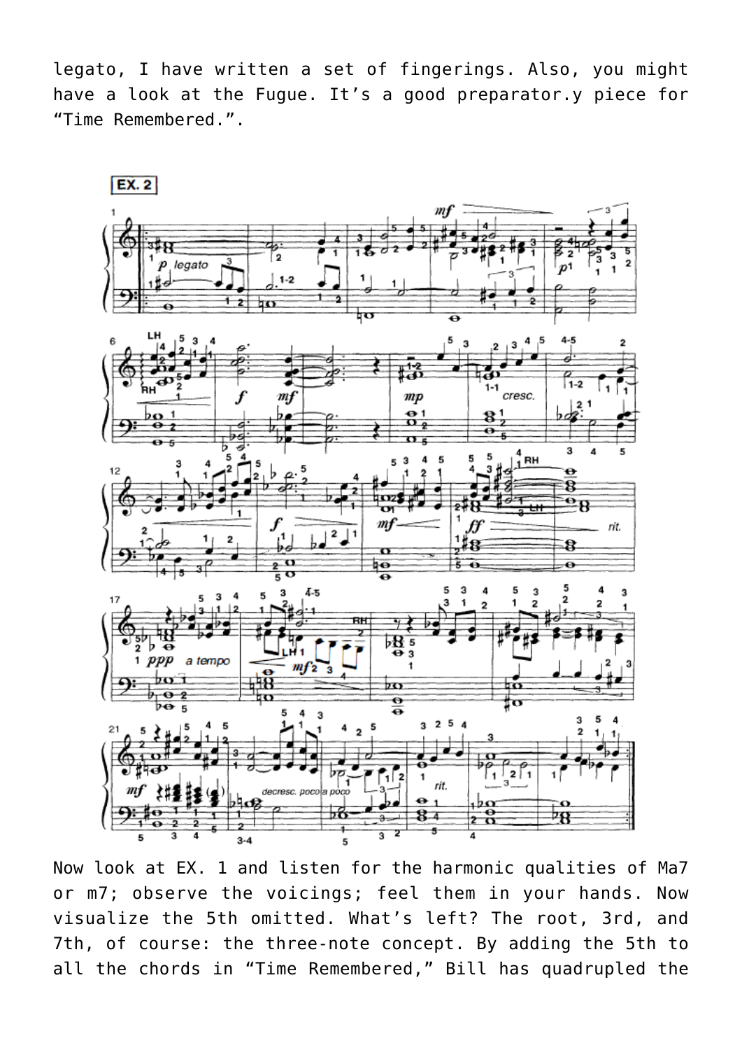legato, I have written a set of fingerings. Also, you might have a look at the Fugue. It's a good preparator.y piece for "Time Remembered.".

EX. 2

Now look at EX. 1 and listen for the harmonic qualities of Ma7 or m7; observe the voicings; feel them in your hands. Now visualize the 5th omitted. What's left? The root, 3rd, and 7th, of course: the three-note concept. By adding the 5th to all the chords in "Time Remembered," Bill has quadrupled the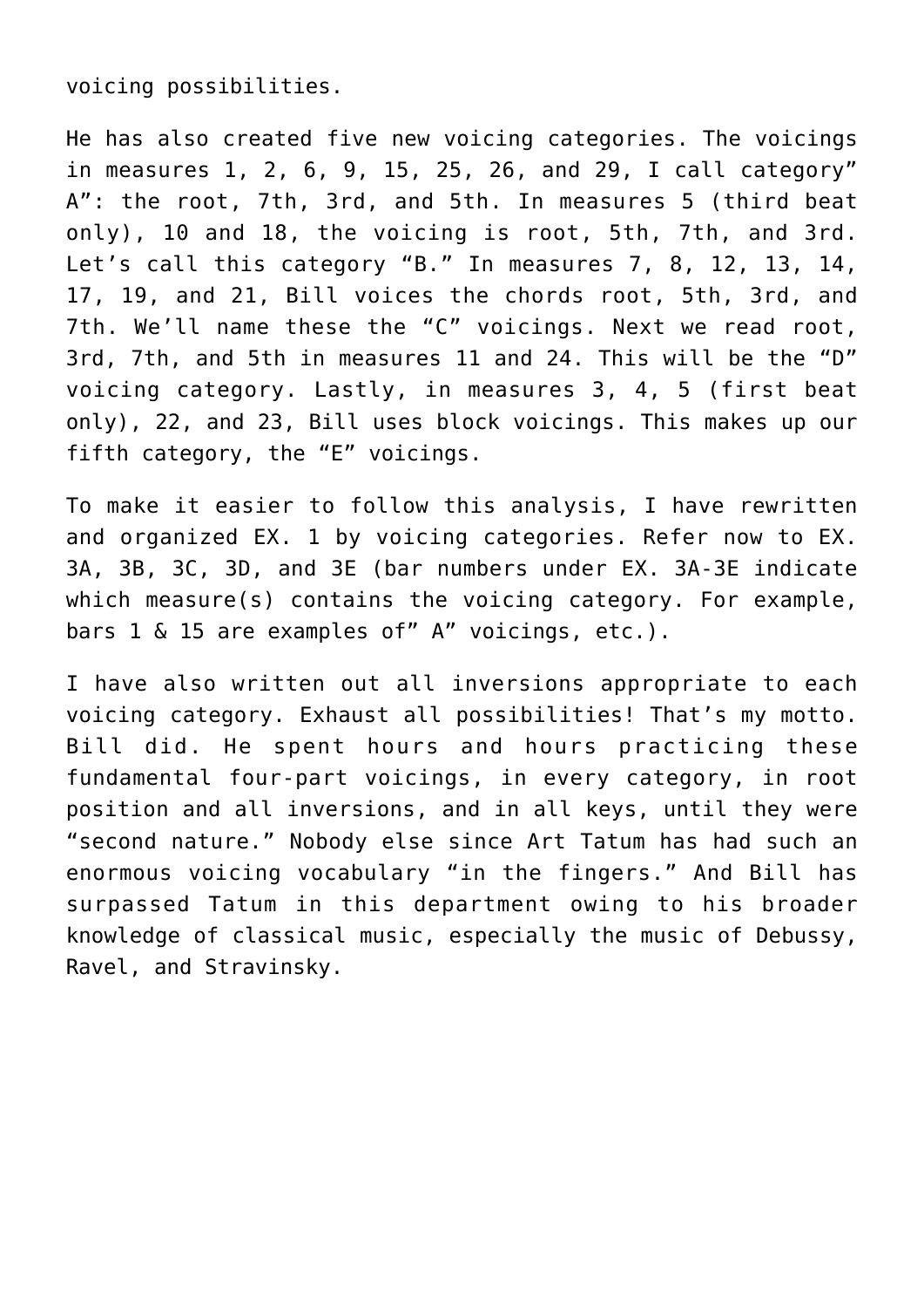voicing possibilities.

He has also created five new voicing categories. The voicings in measures 1, 2, 6, 9, 15, 25, 26, and 29, I call category" A": the root, 7th, 3rd, and 5th. In measures 5 (third beat only), 10 and 18, the voicing is root, 5th, 7th, and 3rd. Let's call this category "B." In measures 7, 8, 12, 13, 14, 17, 19, and 21, Bill voices the chords root, 5th, 3rd, and 7th. We'll name these the "C" voicings. Next we read root, 3rd, 7th, and 5th in measures 11 and 24. This will be the "D" voicing category. Lastly, in measures 3, 4, 5 (first beat only), 22, and 23, Bill uses block voicings. This makes up our fifth category, the "E" voicings.

To make it easier to follow this analysis, I have rewritten and organized EX. 1 by voicing categories. Refer now to EX. 3A, 3B, 3C, 3D, and 3E (bar numbers under EX. 3A-3E indicate which measure(s) contains the voicing category. For example, bars 1 & 15 are examples of" A" voicings, etc.).

I have also written out all inversions appropriate to each voicing category. Exhaust all possibilities! That's my motto. Bill did. He spent hours and hours practicing these fundamental four-part voicings, in every category, in root position and all inversions, and in all keys, until they were "second nature." Nobody else since Art Tatum has had such an enormous voicing vocabulary "in the fingers." And Bill has surpassed Tatum in this department owing to his broader knowledge of classical music, especially the music of Debussy, Ravel, and Stravinsky.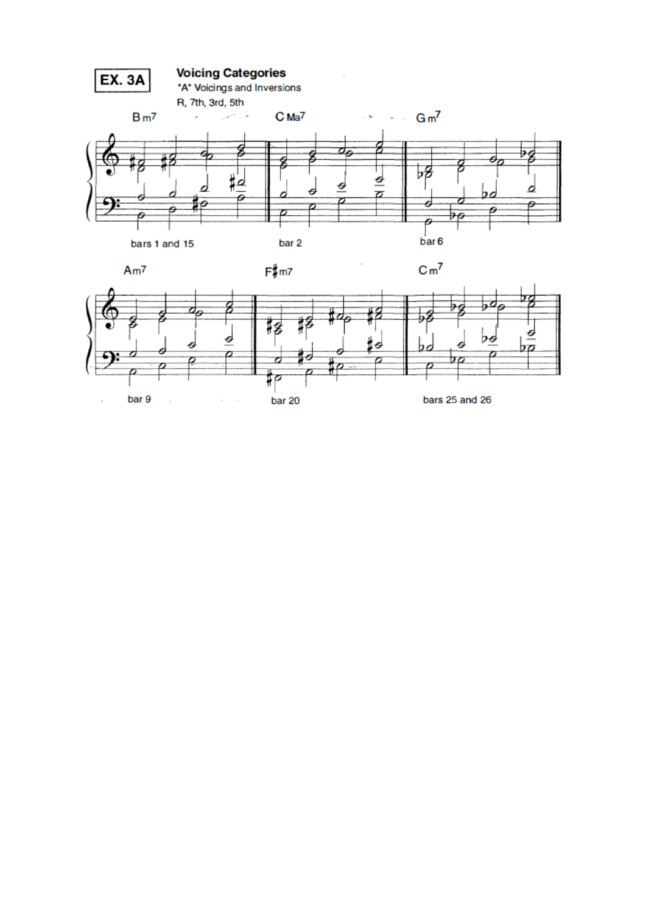**EX. 3A**

**Voicing Categories**

"A" Voicings and Inversions

R, 7th, 3rd, 5th

Bm7 — bars 1 and 15

C Ma7 — bar 2

G m7 — bar 6

Am7 — bar 9

F♯m7 — bar 20

C m7 — bars 25 and 26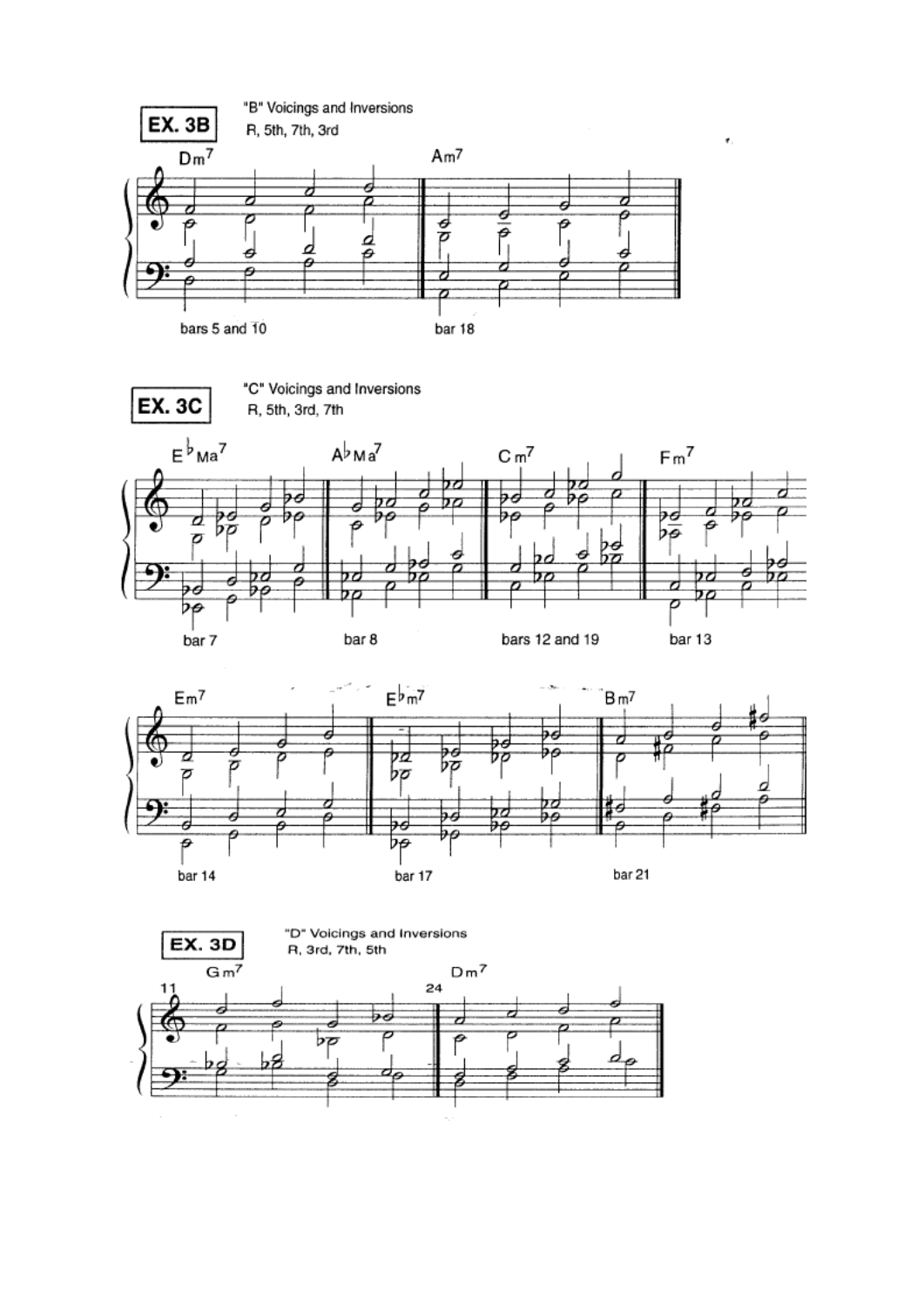**EX. 3B**

"B" Voicings and Inversions
R, 5th, 7th, 3rd

Dm7 — bars 5 and 10

Am7 — bar 18

**EX. 3C**

"C" Voicings and Inversions
R, 5th, 3rd, 7th

E♭Ma7 — bar 7

A♭Ma7 — bar 8

Cm7 — bars 12 and 19

Fm7 — bar 13

Em7 — bar 14

E♭m7 — bar 17

Bm7 — bar 21

**EX. 3D**

"D" Voicings and Inversions
R, 3rd, 7th, 5th

Gm7 — 11

Dm7 — 24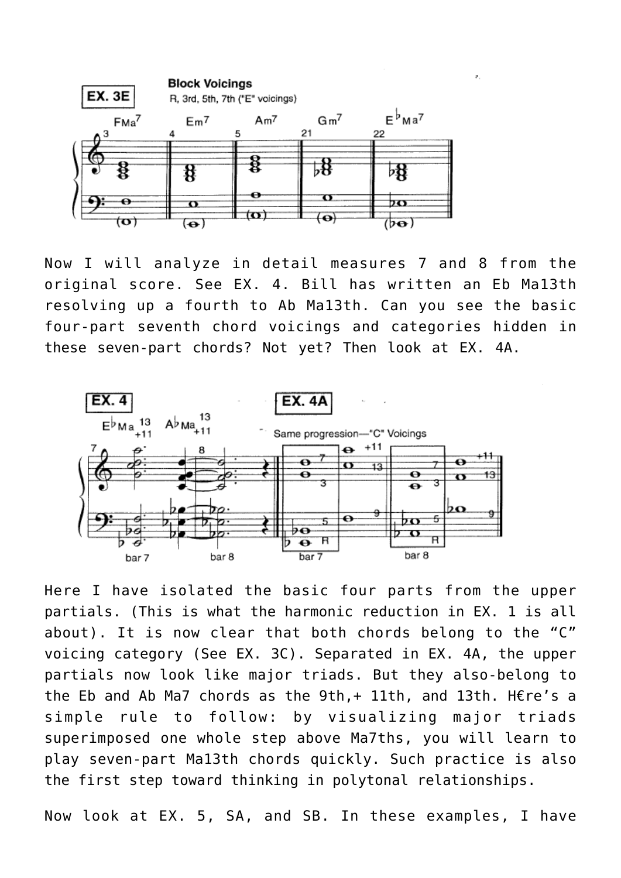Now I will analyze in detail measures 7 and 8 from the original score. See EX. 4. Bill has written an Eb Ma13th resolving up a fourth to Ab Ma13th. Can you see the basic four-part seventh chord voicings and categories hidden in these seven-part chords? Not yet? Then look at EX. 4A.

Here I have isolated the basic four parts from the upper partials. (This is what the harmonic reduction in EX. 1 is all about). It is now clear that both chords belong to the "C" voicing category (See EX. 3C). Separated in EX. 4A, the upper partials now look like major triads. But they also-belong to the Eb and Ab Ma7 chords as the 9th,+ 11th, and 13th. H€re's a simple rule to follow: by visualizing major triads superimposed one whole step above Ma7ths, you will learn to play seven-part Ma13th chords quickly. Such practice is also the first step toward thinking in polytonal relationships.

Now look at EX. 5, SA, and SB. In these examples, I have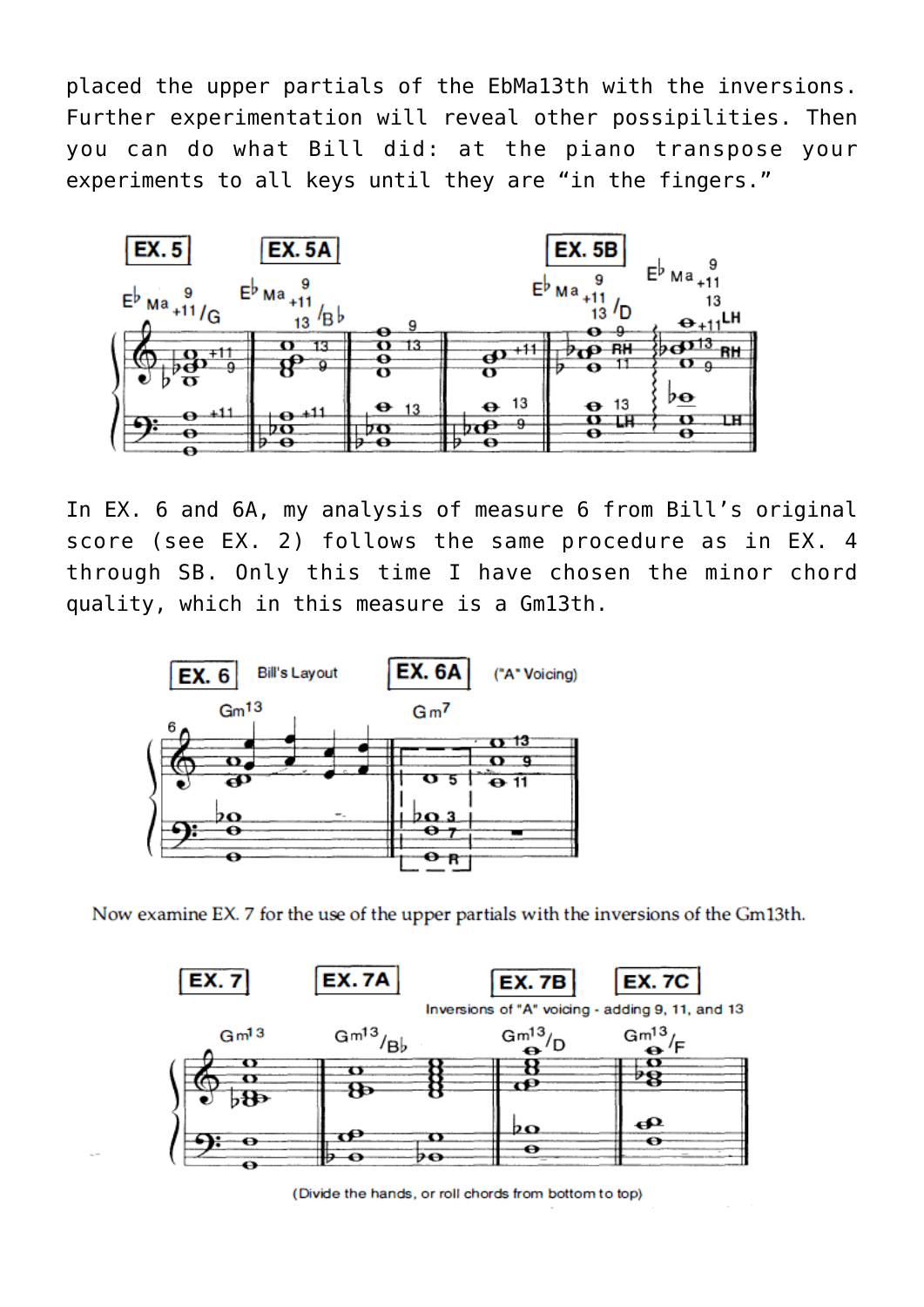placed the upper partials of the EbMa13th with the inversions. Further experimentation will reveal other possipilities. Then you can do what Bill did: at the piano transpose your experiments to all keys until they are "in the fingers."

In EX. 6 and 6A, my analysis of measure 6 from Bill's original score (see EX. 2) follows the same procedure as in EX. 4 through SB. Only this time I have chosen the minor chord quality, which in this measure is a Gm13th.

Now examine EX. 7 for the use of the upper partials with the inversions of the Gm13th.

(Divide the hands, or roll chords from bottom to top)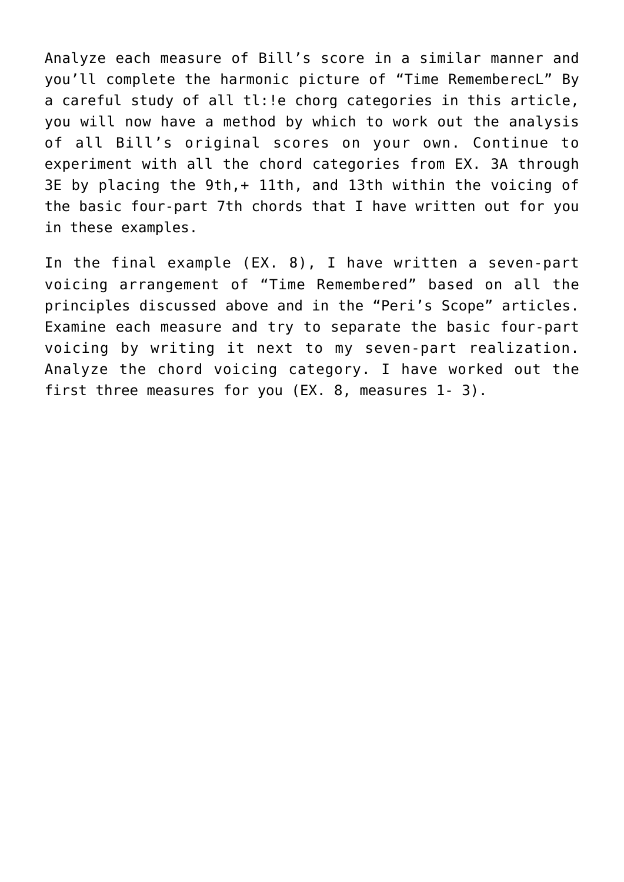Analyze each measure of Bill’s score in a similar manner and you’ll complete the harmonic picture of “Time RememberecL” By a careful study of all tl:!e chorg categories in this article, you will now have a method by which to work out the analysis of all Bill’s original scores on your own. Continue to experiment with all the chord categories from EX. 3A through 3E by placing the 9th,+ 11th, and 13th within the voicing of the basic four-part 7th chords that I have written out for you in these examples.

In the final example (EX. 8), I have written a seven-part voicing arrangement of “Time Remembered” based on all the principles discussed above and in the “Peri’s Scope” articles. Examine each measure and try to separate the basic four-part voicing by writing it next to my seven-part realization. Analyze the chord voicing category. I have worked out the first three measures for you (EX. 8, measures 1- 3).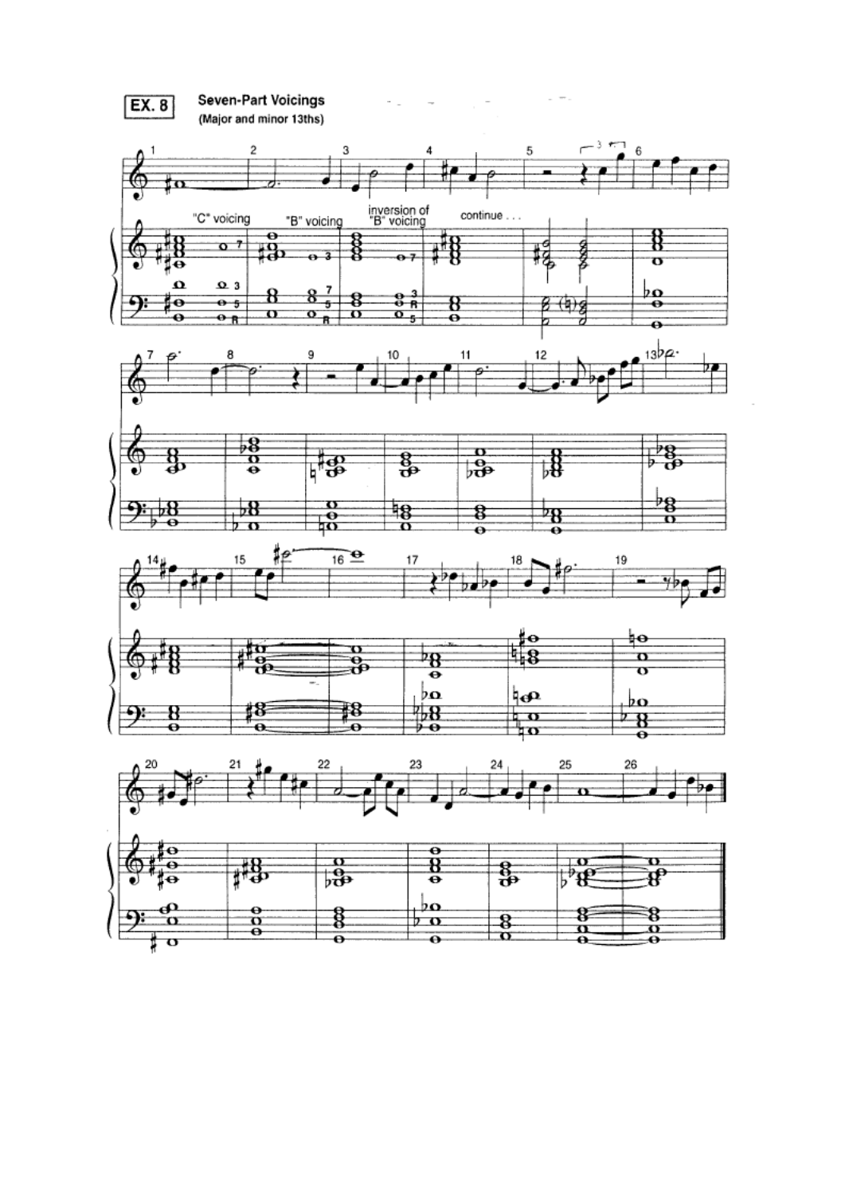**EX. 8** **Seven-Part Voicings**
**(Major and minor 13ths)**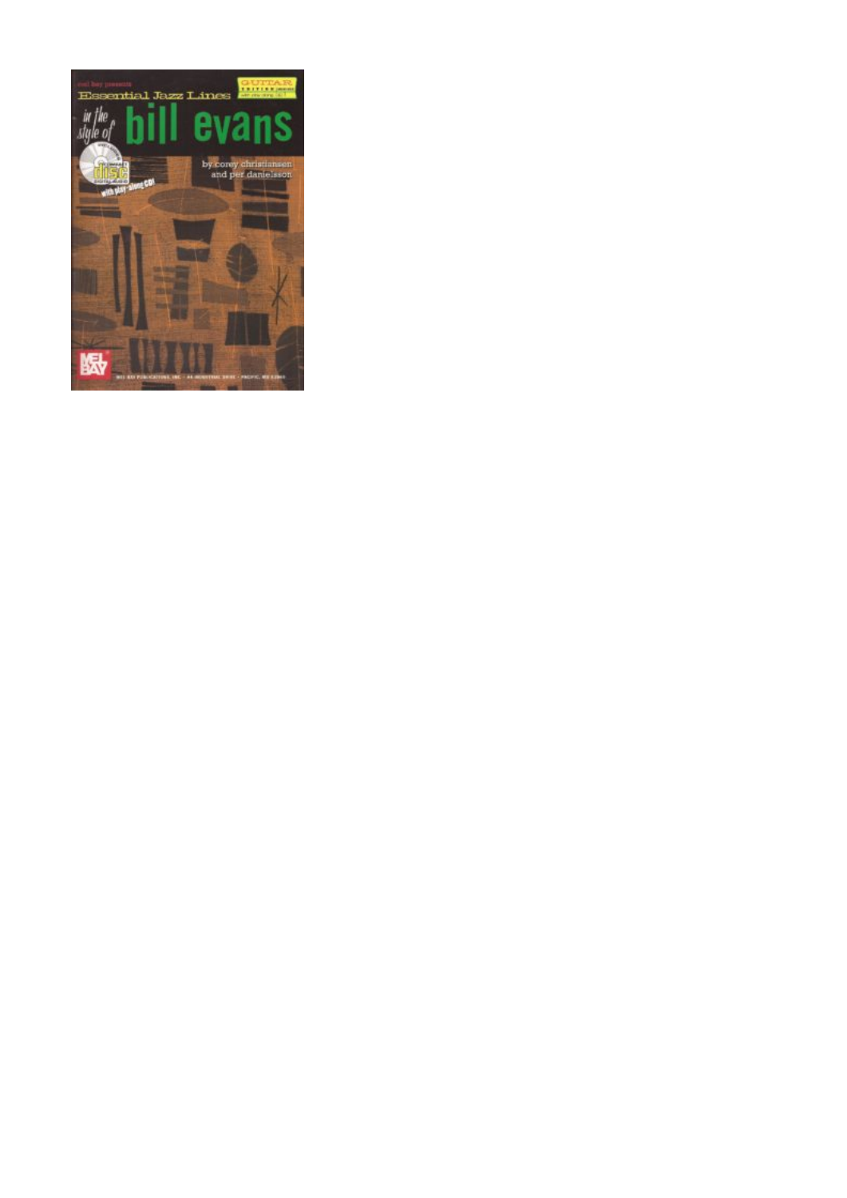mel bay presents

Essential Jazz Lines

GUITAR EDITION

in the style of **bill evans**

with play-along CD!

by corey christiansen and per danielsson

MEL BAY

MEL BAY PUBLICATIONS, INC. • #4 INDUSTRIAL DRIVE • PACIFIC, MO 63069